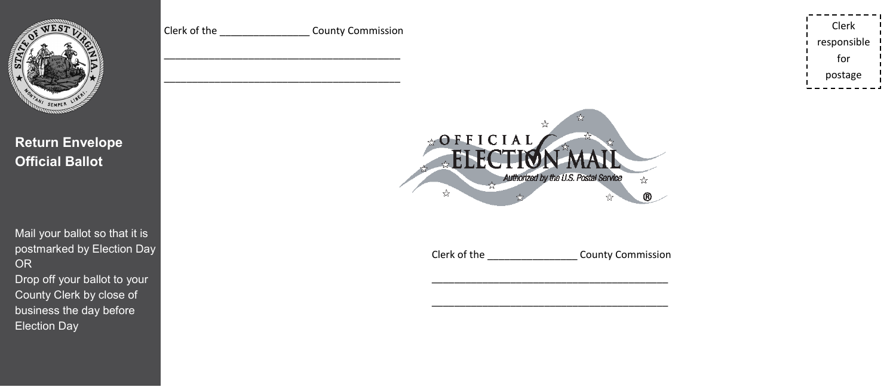**Return Envelope**
**Official Ballot**

Mail your ballot so that it is postmarked by Election Day
OR
Drop off your ballot to your County Clerk by close of business the day before Election Day

Clerk of the ________________ County Commission

__________________________________________

__________________________________________

Clerk responsible for postage

OFFICIAL ELECTION MAIL
Authorized by the U.S. Postal Service ®

Clerk of the ________________ County Commission

__________________________________________

__________________________________________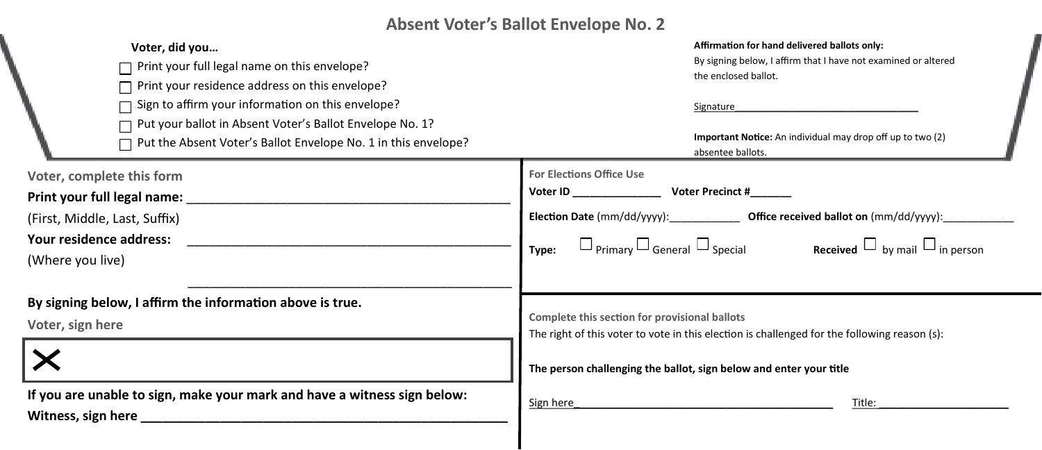# Absent Voter's Ballot Envelope No. 2

**Voter, did you…**

- ☐ Print your full legal name on this envelope?
- ☐ Print your residence address on this envelope?
- ☐ Sign to affirm your information on this envelope?
- ☐ Put your ballot in Absent Voter's Ballot Envelope No. 1?
- ☐ Put the Absent Voter's Ballot Envelope No. 1 in this envelope?

**Affirmation for hand delivered ballots only:**
By signing below, I affirm that I have not examined or altered the enclosed ballot.

Signature________________________________

**Important Notice:** An individual may drop off up to two (2) absentee ballots.

## Voter, complete this form

**Print your full legal name:** ____________________________________________
(First, Middle, Last, Suffix)

**Your residence address:** ____________________________________________
(Where you live)

____________________________________________

**By signing below, I affirm the information above is true.**

Voter, sign here

X

**If you are unable to sign, make your mark and have a witness sign below:**

**Witness, sign here** ____________________________________________

## For Elections Office Use

**Voter ID** ______________ **Voter Precinct #**______

**Election Date** (mm/dd/yyyy):___________ **Office received ballot on** (mm/dd/yyyy):___________

**Type:** ☐ Primary ☐ General ☐ Special **Received** ☐ by mail ☐ in person

## Complete this section for provisional ballots

The right of this voter to vote in this election is challenged for the following reason (s):

**The person challenging the ballot, sign below and enter your title**

Sign here________________________________________ Title:____________________